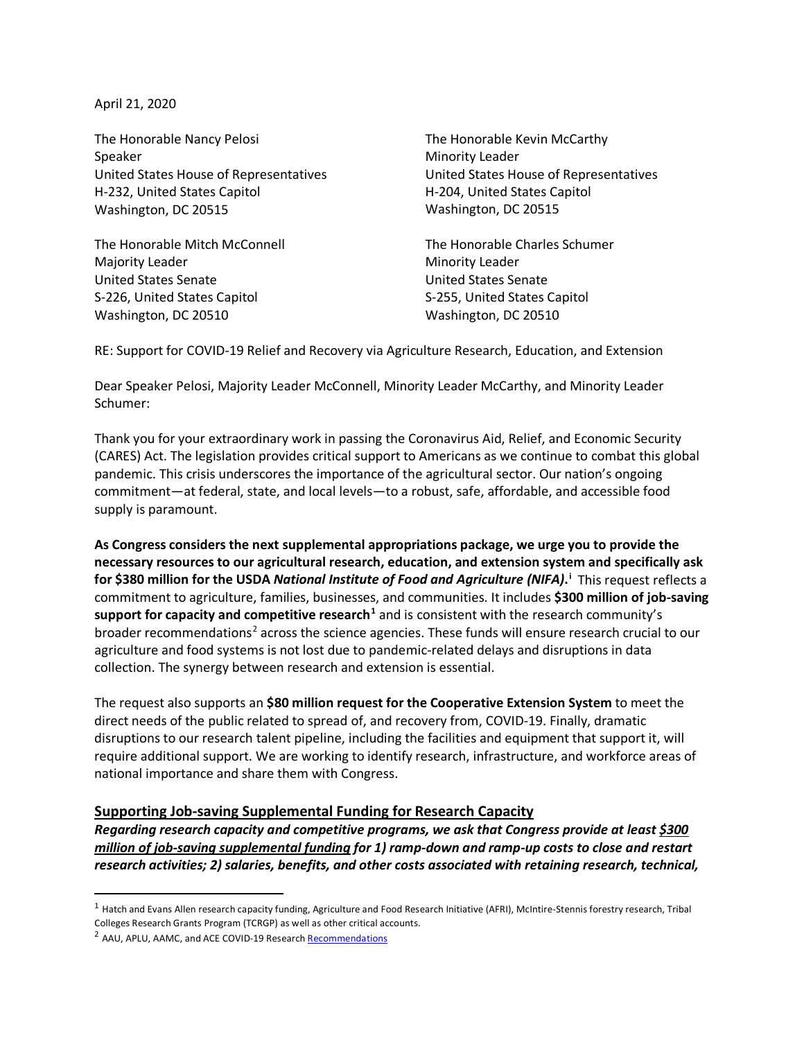April 21, 2020

The Honorable Nancy Pelosi
Speaker
United States House of Representatives
H-232, United States Capitol
Washington, DC 20515

The Honorable Kevin McCarthy
Minority Leader
United States House of Representatives
H-204, United States Capitol
Washington, DC 20515

The Honorable Mitch McConnell
Majority Leader
United States Senate
S-226, United States Capitol
Washington, DC 20510

The Honorable Charles Schumer
Minority Leader
United States Senate
S-255, United States Capitol
Washington, DC 20510

RE: Support for COVID-19 Relief and Recovery via Agriculture Research, Education, and Extension

Dear Speaker Pelosi, Majority Leader McConnell, Minority Leader McCarthy, and Minority Leader Schumer:

Thank you for your extraordinary work in passing the Coronavirus Aid, Relief, and Economic Security (CARES) Act. The legislation provides critical support to Americans as we continue to combat this global pandemic. This crisis underscores the importance of the agricultural sector. Our nation's ongoing commitment—at federal, state, and local levels—to a robust, safe, affordable, and accessible food supply is paramount.

**As Congress considers the next supplemental appropriations package, we urge you to provide the necessary resources to our agricultural research, education, and extension system and specifically ask for $380 million for the USDA *National Institute of Food and Agriculture (NIFA)*.**[i] This request reflects a commitment to agriculture, families, businesses, and communities. It includes **$300 million of job-saving support for capacity and competitive research**[1] and is consistent with the research community's broader recommendations[2] across the science agencies. These funds will ensure research crucial to our agriculture and food systems is not lost due to pandemic-related delays and disruptions in data collection. The synergy between research and extension is essential.

The request also supports an **$80 million request for the Cooperative Extension System** to meet the direct needs of the public related to spread of, and recovery from, COVID-19. Finally, dramatic disruptions to our research talent pipeline, including the facilities and equipment that support it, will require additional support. We are working to identify research, infrastructure, and workforce areas of national importance and share them with Congress.

## Supporting Job-saving Supplemental Funding for Research Capacity

***Regarding research capacity and competitive programs, we ask that Congress provide at least $300 million of job-saving supplemental funding for 1) ramp-down and ramp-up costs to close and restart research activities; 2) salaries, benefits, and other costs associated with retaining research, technical,***

---

[1] Hatch and Evans Allen research capacity funding, Agriculture and Food Research Initiative (AFRI), McIntire-Stennis forestry research, Tribal Colleges Research Grants Program (TCRGP) as well as other critical accounts.

[2] AAU, APLU, AAMC, and ACE COVID-19 Research Recommendations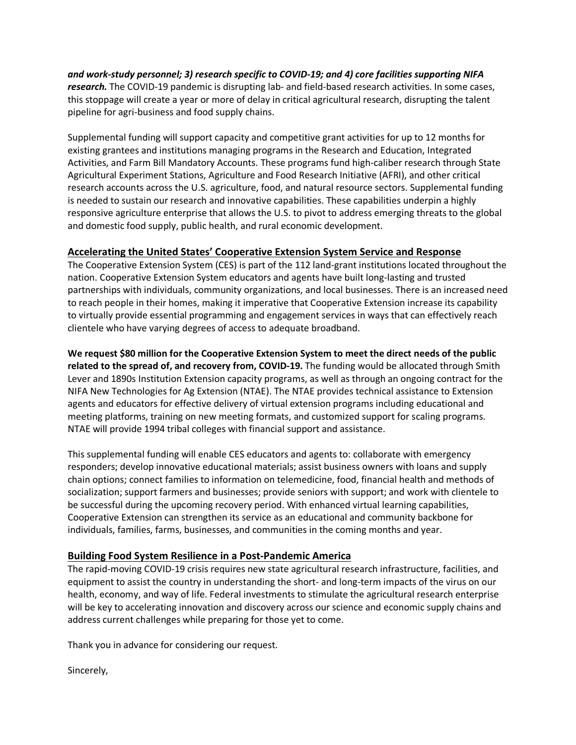***and work-study personnel; 3) research specific to COVID-19; and 4) core facilities supporting NIFA research.*** The COVID-19 pandemic is disrupting lab- and field-based research activities. In some cases, this stoppage will create a year or more of delay in critical agricultural research, disrupting the talent pipeline for agri-business and food supply chains.

Supplemental funding will support capacity and competitive grant activities for up to 12 months for existing grantees and institutions managing programs in the Research and Education, Integrated Activities, and Farm Bill Mandatory Accounts. These programs fund high-caliber research through State Agricultural Experiment Stations, Agriculture and Food Research Initiative (AFRI), and other critical research accounts across the U.S. agriculture, food, and natural resource sectors. Supplemental funding is needed to sustain our research and innovative capabilities. These capabilities underpin a highly responsive agriculture enterprise that allows the U.S. to pivot to address emerging threats to the global and domestic food supply, public health, and rural economic development.

## Accelerating the United States' Cooperative Extension System Service and Response

The Cooperative Extension System (CES) is part of the 112 land-grant institutions located throughout the nation. Cooperative Extension System educators and agents have built long-lasting and trusted partnerships with individuals, community organizations, and local businesses. There is an increased need to reach people in their homes, making it imperative that Cooperative Extension increase its capability to virtually provide essential programming and engagement services in ways that can effectively reach clientele who have varying degrees of access to adequate broadband.

**We request $80 million for the Cooperative Extension System to meet the direct needs of the public related to the spread of, and recovery from, COVID-19.** The funding would be allocated through Smith Lever and 1890s Institution Extension capacity programs, as well as through an ongoing contract for the NIFA New Technologies for Ag Extension (NTAE). The NTAE provides technical assistance to Extension agents and educators for effective delivery of virtual extension programs including educational and meeting platforms, training on new meeting formats, and customized support for scaling programs. NTAE will provide 1994 tribal colleges with financial support and assistance.

This supplemental funding will enable CES educators and agents to: collaborate with emergency responders; develop innovative educational materials; assist business owners with loans and supply chain options; connect families to information on telemedicine, food, financial health and methods of socialization; support farmers and businesses; provide seniors with support; and work with clientele to be successful during the upcoming recovery period. With enhanced virtual learning capabilities, Cooperative Extension can strengthen its service as an educational and community backbone for individuals, families, farms, businesses, and communities in the coming months and year.

## Building Food System Resilience in a Post-Pandemic America

The rapid-moving COVID-19 crisis requires new state agricultural research infrastructure, facilities, and equipment to assist the country in understanding the short- and long-term impacts of the virus on our health, economy, and way of life. Federal investments to stimulate the agricultural research enterprise will be key to accelerating innovation and discovery across our science and economic supply chains and address current challenges while preparing for those yet to come.

Thank you in advance for considering our request.

Sincerely,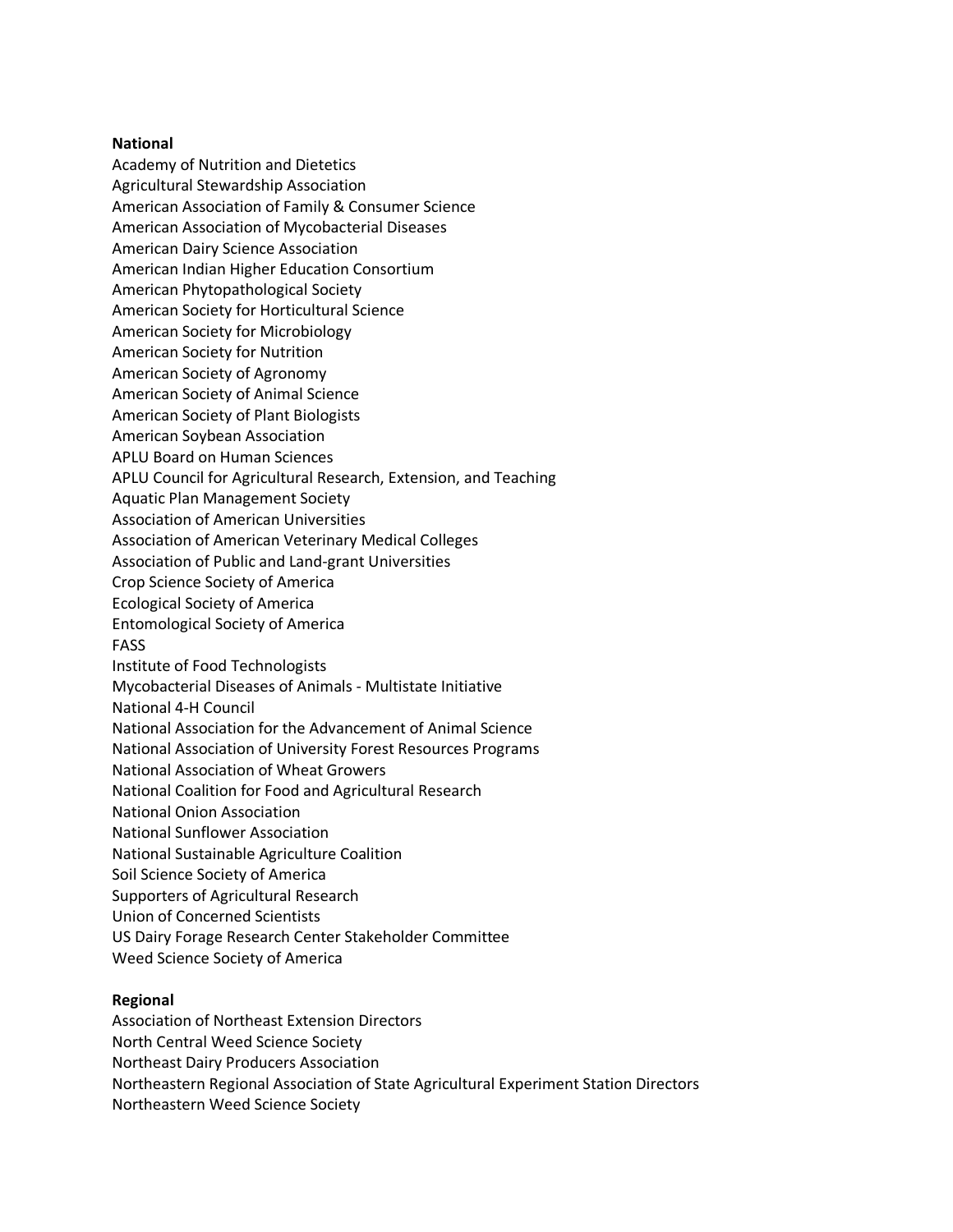**National**

Academy of Nutrition and Dietetics
Agricultural Stewardship Association
American Association of Family & Consumer Science
American Association of Mycobacterial Diseases
American Dairy Science Association
American Indian Higher Education Consortium
American Phytopathological Society
American Society for Horticultural Science
American Society for Microbiology
American Society for Nutrition
American Society of Agronomy
American Society of Animal Science
American Society of Plant Biologists
American Soybean Association
APLU Board on Human Sciences
APLU Council for Agricultural Research, Extension, and Teaching
Aquatic Plan Management Society
Association of American Universities
Association of American Veterinary Medical Colleges
Association of Public and Land-grant Universities
Crop Science Society of America
Ecological Society of America
Entomological Society of America
FASS
Institute of Food Technologists
Mycobacterial Diseases of Animals - Multistate Initiative
National 4-H Council
National Association for the Advancement of Animal Science
National Association of University Forest Resources Programs
National Association of Wheat Growers
National Coalition for Food and Agricultural Research
National Onion Association
National Sunflower Association
National Sustainable Agriculture Coalition
Soil Science Society of America
Supporters of Agricultural Research
Union of Concerned Scientists
US Dairy Forage Research Center Stakeholder Committee
Weed Science Society of America

**Regional**

Association of Northeast Extension Directors
North Central Weed Science Society
Northeast Dairy Producers Association
Northeastern Regional Association of State Agricultural Experiment Station Directors
Northeastern Weed Science Society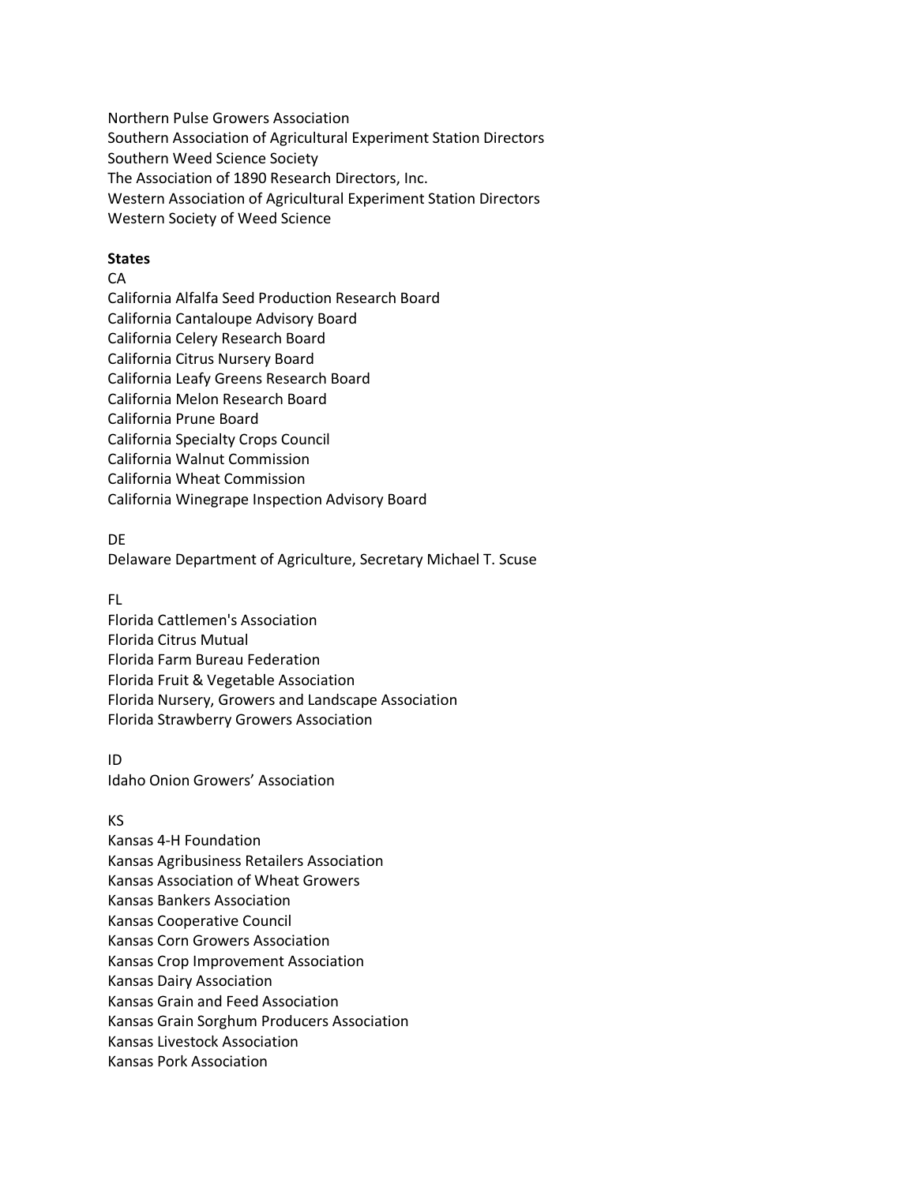Northern Pulse Growers Association
Southern Association of Agricultural Experiment Station Directors
Southern Weed Science Society
The Association of 1890 Research Directors, Inc.
Western Association of Agricultural Experiment Station Directors
Western Society of Weed Science

**States**

CA
California Alfalfa Seed Production Research Board
California Cantaloupe Advisory Board
California Celery Research Board
California Citrus Nursery Board
California Leafy Greens Research Board
California Melon Research Board
California Prune Board
California Specialty Crops Council
California Walnut Commission
California Wheat Commission
California Winegrape Inspection Advisory Board

DE
Delaware Department of Agriculture, Secretary Michael T. Scuse

FL
Florida Cattlemen's Association
Florida Citrus Mutual
Florida Farm Bureau Federation
Florida Fruit & Vegetable Association
Florida Nursery, Growers and Landscape Association
Florida Strawberry Growers Association

ID
Idaho Onion Growers' Association

KS
Kansas 4-H Foundation
Kansas Agribusiness Retailers Association
Kansas Association of Wheat Growers
Kansas Bankers Association
Kansas Cooperative Council
Kansas Corn Growers Association
Kansas Crop Improvement Association
Kansas Dairy Association
Kansas Grain and Feed Association
Kansas Grain Sorghum Producers Association
Kansas Livestock Association
Kansas Pork Association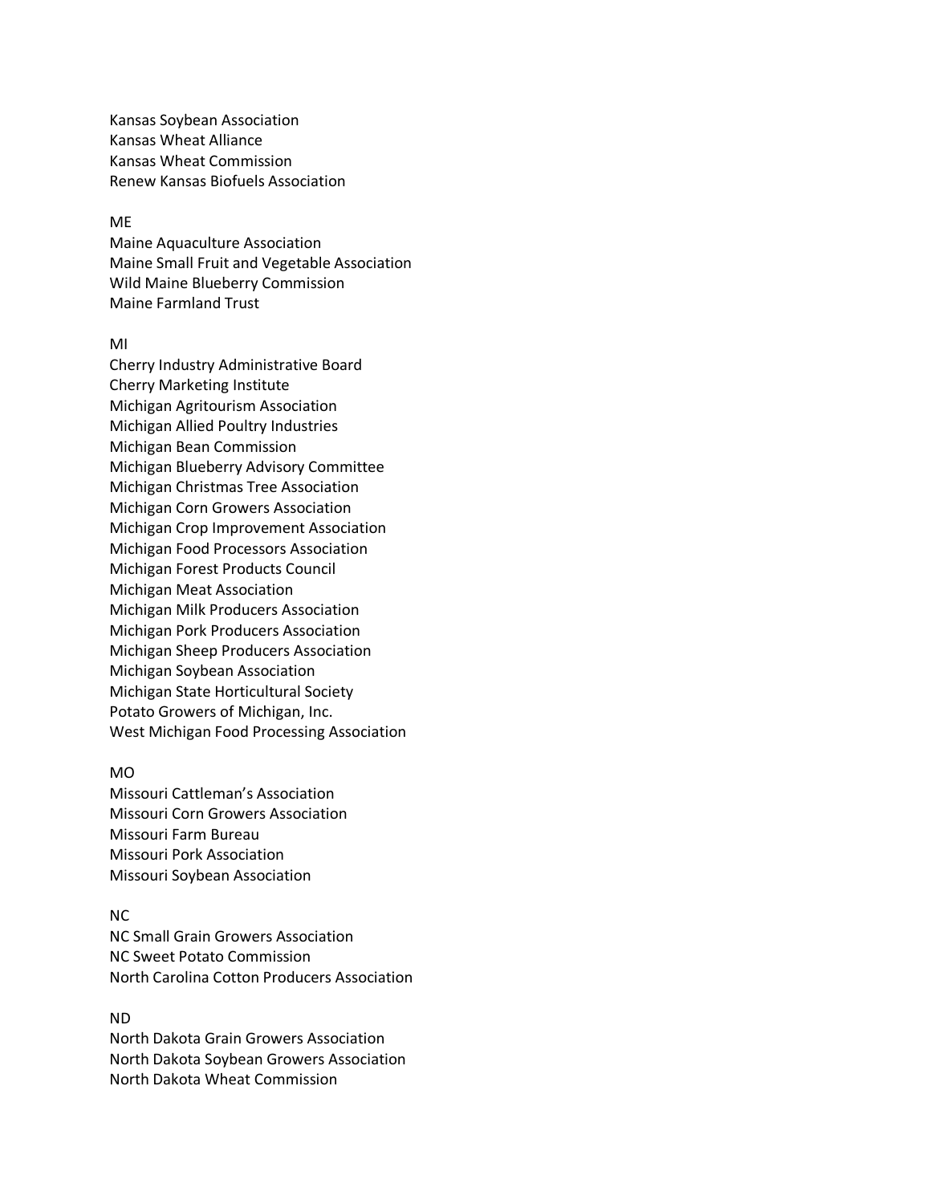Kansas Soybean Association
Kansas Wheat Alliance
Kansas Wheat Commission
Renew Kansas Biofuels Association

ME
Maine Aquaculture Association
Maine Small Fruit and Vegetable Association
Wild Maine Blueberry Commission
Maine Farmland Trust

MI
Cherry Industry Administrative Board
Cherry Marketing Institute
Michigan Agritourism Association
Michigan Allied Poultry Industries
Michigan Bean Commission
Michigan Blueberry Advisory Committee
Michigan Christmas Tree Association
Michigan Corn Growers Association
Michigan Crop Improvement Association
Michigan Food Processors Association
Michigan Forest Products Council
Michigan Meat Association
Michigan Milk Producers Association
Michigan Pork Producers Association
Michigan Sheep Producers Association
Michigan Soybean Association
Michigan State Horticultural Society
Potato Growers of Michigan, Inc.
West Michigan Food Processing Association

MO
Missouri Cattleman's Association
Missouri Corn Growers Association
Missouri Farm Bureau
Missouri Pork Association
Missouri Soybean Association

NC
NC Small Grain Growers Association
NC Sweet Potato Commission
North Carolina Cotton Producers Association

ND
North Dakota Grain Growers Association
North Dakota Soybean Growers Association
North Dakota Wheat Commission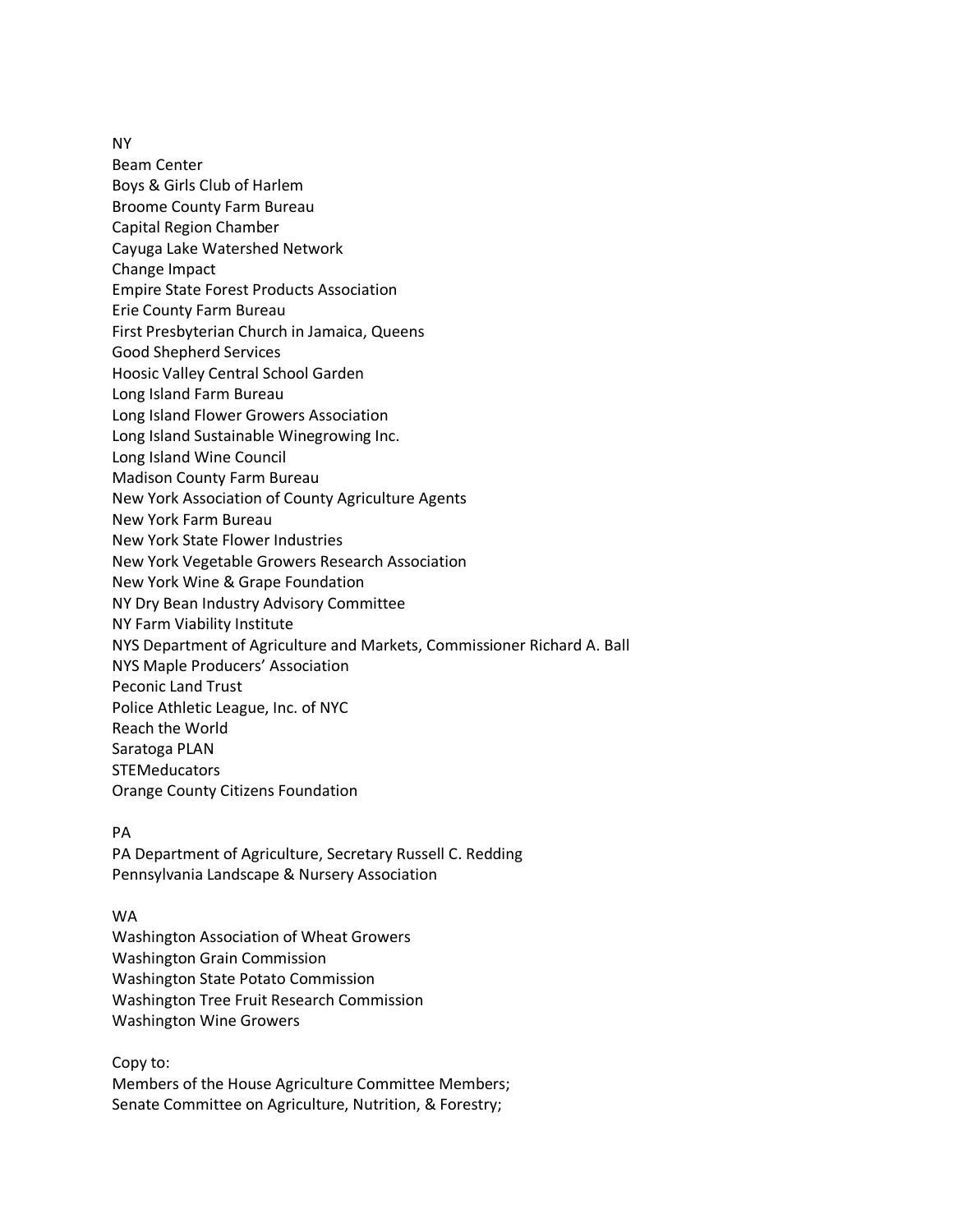NY

Beam Center
Boys & Girls Club of Harlem
Broome County Farm Bureau
Capital Region Chamber
Cayuga Lake Watershed Network
Change Impact
Empire State Forest Products Association
Erie County Farm Bureau
First Presbyterian Church in Jamaica, Queens
Good Shepherd Services
Hoosic Valley Central School Garden
Long Island Farm Bureau
Long Island Flower Growers Association
Long Island Sustainable Winegrowing Inc.
Long Island Wine Council
Madison County Farm Bureau
New York Association of County Agriculture Agents
New York Farm Bureau
New York State Flower Industries
New York Vegetable Growers Research Association
New York Wine & Grape Foundation
NY Dry Bean Industry Advisory Committee
NY Farm Viability Institute
NYS Department of Agriculture and Markets, Commissioner Richard A. Ball
NYS Maple Producers' Association
Peconic Land Trust
Police Athletic League, Inc. of NYC
Reach the World
Saratoga PLAN
STEMeducators
Orange County Citizens Foundation

PA

PA Department of Agriculture, Secretary Russell C. Redding
Pennsylvania Landscape & Nursery Association

WA

Washington Association of Wheat Growers
Washington Grain Commission
Washington State Potato Commission
Washington Tree Fruit Research Commission
Washington Wine Growers

Copy to:
Members of the House Agriculture Committee Members;
Senate Committee on Agriculture, Nutrition, & Forestry;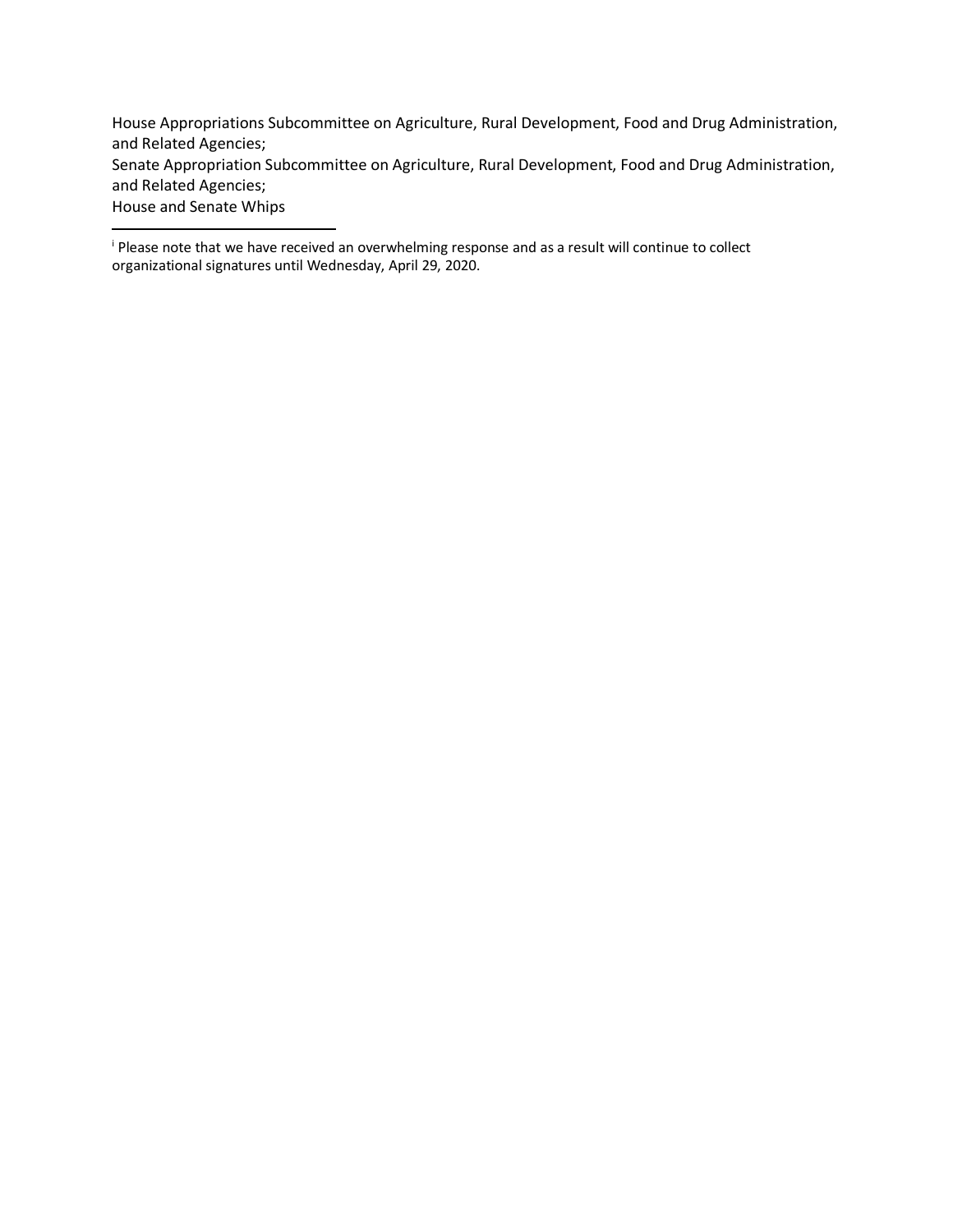House Appropriations Subcommittee on Agriculture, Rural Development, Food and Drug Administration, and Related Agencies;
Senate Appropriation Subcommittee on Agriculture, Rural Development, Food and Drug Administration, and Related Agencies;
House and Senate Whips

---

[i] Please note that we have received an overwhelming response and as a result will continue to collect organizational signatures until Wednesday, April 29, 2020.